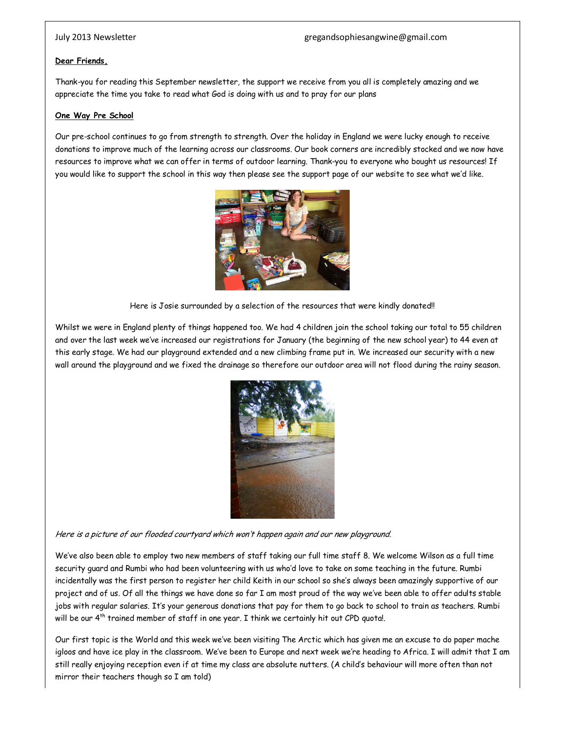July 2013 Newsletter gregandsophiesangwine@gmail.com

**Dear Friends,**

Thank-you for reading this September newsletter, the support we receive from you all is completely amazing and we appreciate the time you take to read what God is doing with us and to pray for our plans

**One Way Pre School**

Our pre-school continues to go from strength to strength. Over the holiday in England we were lucky enough to receive donations to improve much of the learning across our classrooms. Our book corners are incredibly stocked and we now have resources to improve what we can offer in terms of outdoor learning. Thank-you to everyone who bought us resources! If you would like to support the school in this way then please see the support page of our website to see what we'd like.

Here is Josie surrounded by a selection of the resources that were kindly donated!!

Whilst we were in England plenty of things happened too. We had 4 children join the school taking our total to 55 children and over the last week we've increased our registrations for January (the beginning of the new school year) to 44 even at this early stage. We had our playground extended and a new climbing frame put in. We increased our security with a new wall around the playground and we fixed the drainage so therefore our outdoor area will not flood during the rainy season.

*Here is a picture of our flooded courtyard which won't happen again and our new playground.*

We've also been able to employ two new members of staff taking our full time staff 8. We welcome Wilson as a full time security guard and Rumbi who had been volunteering with us who'd love to take on some teaching in the future. Rumbi incidentally was the first person to register her child Keith in our school so she's always been amazingly supportive of our project and of us. Of all the things we have done so far I am most proud of the way we've been able to offer adults stable jobs with regular salaries. It's your generous donations that pay for them to go back to school to train as teachers. Rumbi will be our 4th trained member of staff in one year. I think we certainly hit out CPD quota!.

Our first topic is the World and this week we've been visiting The Arctic which has given me an excuse to do paper mache igloos and have ice play in the classroom. We've been to Europe and next week we're heading to Africa. I will admit that I am still really enjoying reception even if at time my class are absolute nutters. (A child's behaviour will more often than not mirror their teachers though so I am told)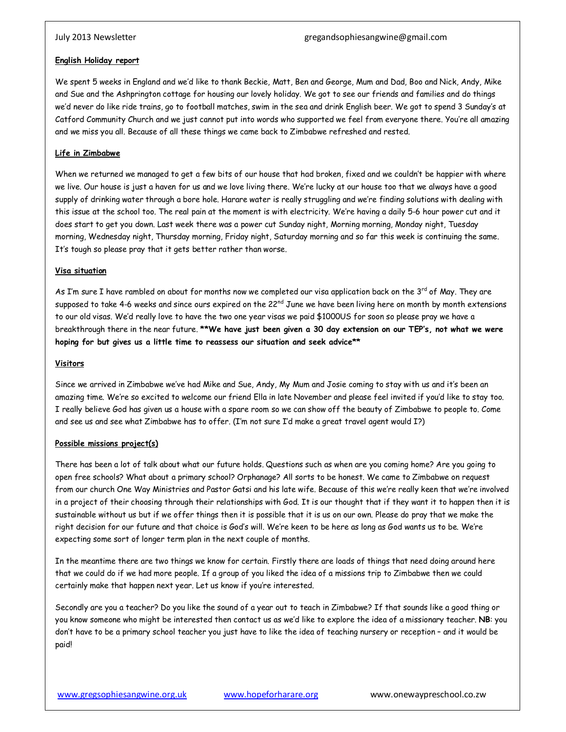July 2013 Newsletter gregandsophiesangwine@gmail.com

**English Holiday report**

We spent 5 weeks in England and we'd like to thank Beckie, Matt, Ben and George, Mum and Dad, Boo and Nick, Andy, Mike and Sue and the Ashprington cottage for housing our lovely holiday. We got to see our friends and families and do things we'd never do like ride trains, go to football matches, swim in the sea and drink English beer. We got to spend 3 Sunday's at Catford Community Church and we just cannot put into words who supported we feel from everyone there. You're all amazing and we miss you all. Because of all these things we came back to Zimbabwe refreshed and rested.

**Life in Zimbabwe**

When we returned we managed to get a few bits of our house that had broken, fixed and we couldn't be happier with where we live. Our house is just a haven for us and we love living there. We're lucky at our house too that we always have a good supply of drinking water through a bore hole. Harare water is really struggling and we're finding solutions with dealing with this issue at the school too. The real pain at the moment is with electricity. We're having a daily 5-6 hour power cut and it does start to get you down. Last week there was a power cut Sunday night, Morning morning, Monday night, Tuesday morning, Wednesday night, Thursday morning, Friday night, Saturday morning and so far this week is continuing the same. It's tough so please pray that it gets better rather than worse.

**Visa situation**

As I'm sure I have rambled on about for months now we completed our visa application back on the 3rd of May. They are supposed to take 4-6 weeks and since ours expired on the 22nd June we have been living here on month by month extensions to our old visas. We'd really love to have the two one year visas we paid $1000US for soon so please pray we have a breakthrough there in the near future. **\*\*We have just been given a 30 day extension on our TEP's, not what we were hoping for but gives us a little time to reassess our situation and seek advice\*\***

**Visitors**

Since we arrived in Zimbabwe we've had Mike and Sue, Andy, My Mum and Josie coming to stay with us and it's been an amazing time. We're so excited to welcome our friend Ella in late November and please feel invited if you'd like to stay too. I really believe God has given us a house with a spare room so we can show off the beauty of Zimbabwe to people to. Come and see us and see what Zimbabwe has to offer. (I'm not sure I'd make a great travel agent would I?)

**Possible missions project(s)**

There has been a lot of talk about what our future holds. Questions such as when are you coming home? Are you going to open free schools? What about a primary school? Orphanage? All sorts to be honest. We came to Zimbabwe on request from our church One Way Ministries and Pastor Gatsi and his late wife. Because of this we're really keen that we're involved in a project of their choosing through their relationships with God. It is our thought that if they want it to happen then it is sustainable without us but if we offer things then it is possible that it is us on our own. Please do pray that we make the right decision for our future and that choice is God's will. We're keen to be here as long as God wants us to be. We're expecting some sort of longer term plan in the next couple of months.

In the meantime there are two things we know for certain. Firstly there are loads of things that need doing around here that we could do if we had more people. If a group of you liked the idea of a missions trip to Zimbabwe then we could certainly make that happen next year. Let us know if you're interested.

Secondly are you a teacher? Do you like the sound of a year out to teach in Zimbabwe? If that sounds like a good thing or you know someone who might be interested then contact us as we'd like to explore the idea of a missionary teacher. **NB**: you don't have to be a primary school teacher you just have to like the idea of teaching nursery or reception – and it would be paid!

www.gregsophiesangwine.org.uk www.hopeforharare.org www.onewaypreschool.co.zw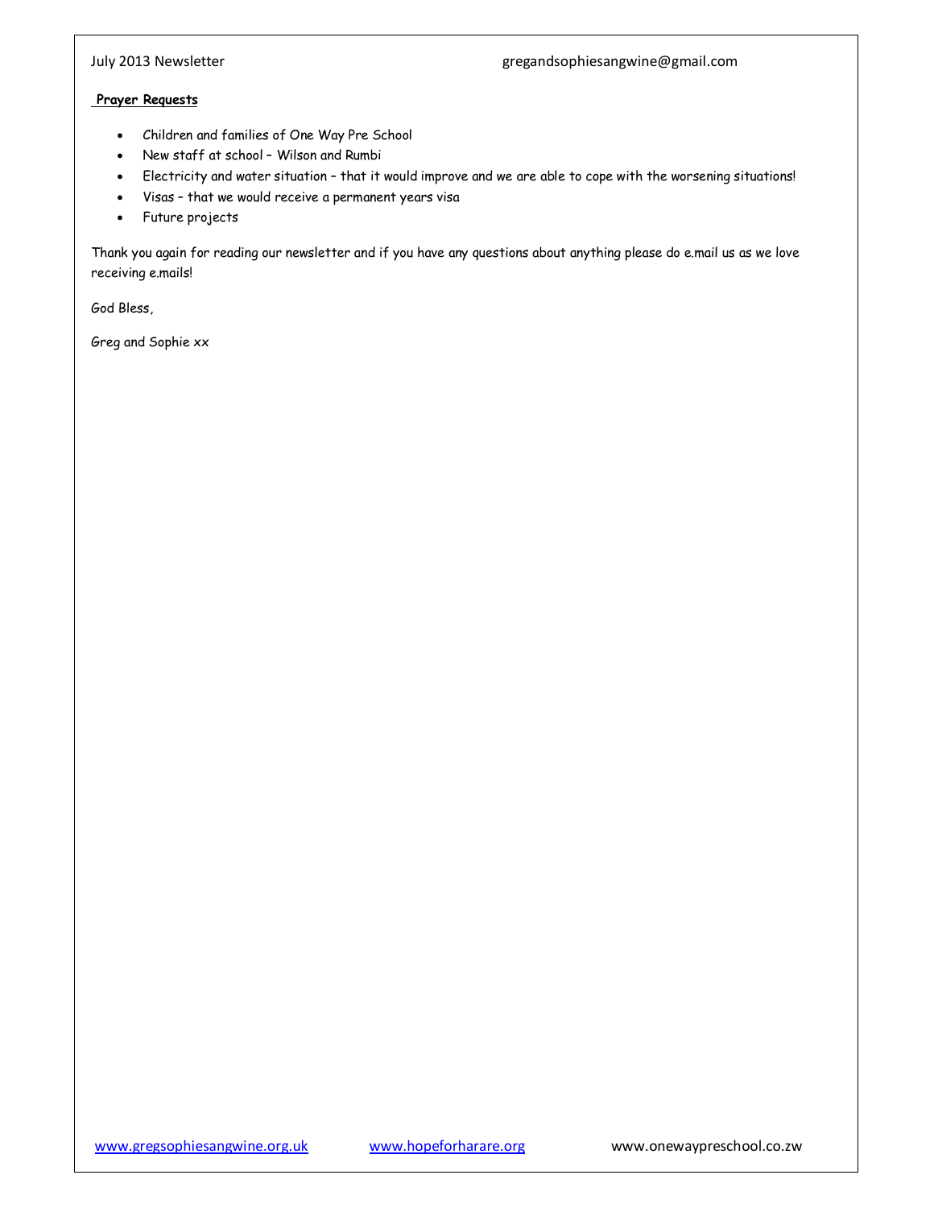**Prayer Requests**

- Children and families of One Way Pre School
- New staff at school – Wilson and Rumbi
- Electricity and water situation – that it would improve and we are able to cope with the worsening situations!
- Visas – that we would receive a permanent years visa
- Future projects

Thank you again for reading our newsletter and if you have any questions about anything please do e.mail us as we love receiving e.mails!

God Bless,

Greg and Sophie xx